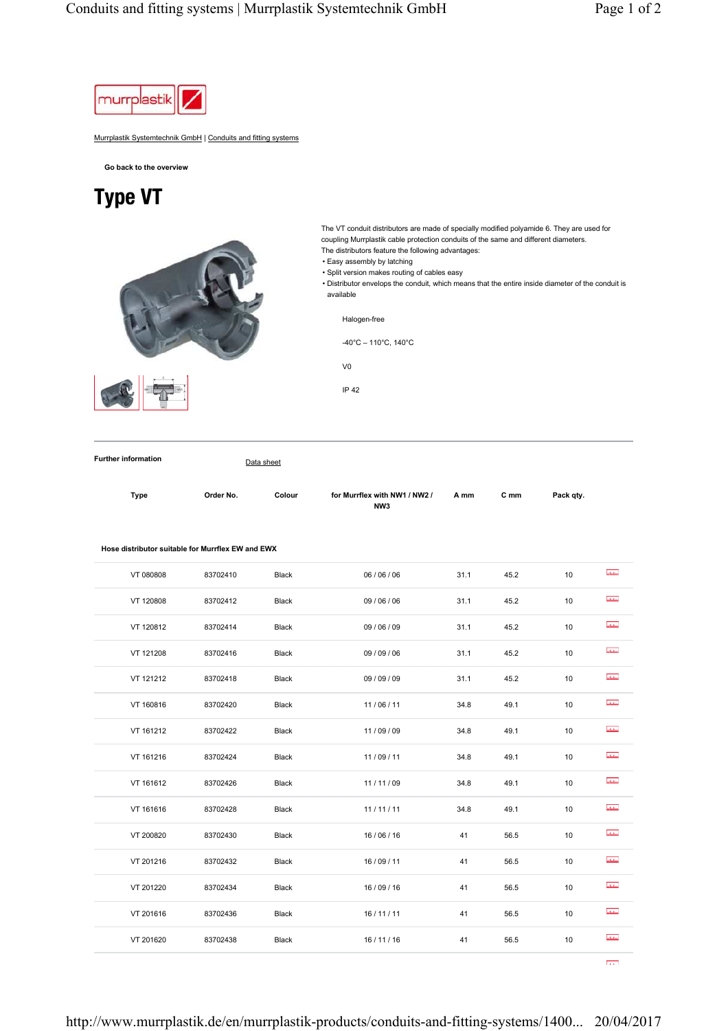Murrplastik Systemtechnik GmbH | Conduits and fitting systems

Go back to the overview

# Type VT

The VT conduit distributors are made of specially modified polyamide 6. They are used for coupling Murrplastik cable protection conduits of the same and different diameters.
The distributors feature the following advantages:

- Easy assembly by latching
- Split version makes routing of cables easy
- Distributor envelops the conduit, which means that the entire inside diameter of the conduit is available

Halogen-free

-40°C – 110°C, 140°C

V0

IP 42

**Further information** Data sheet

| Type | Order No. | Colour | for Murrflex with NW1 / NW2 / NW3 | A mm | C mm | Pack qty. |
|---|---|---|---|---|---|---|
| **Hose distributor suitable for Murrflex EW and EWX** | | | | | | |
| VT 080808 | 83702410 | Black | 06 / 06 / 06 | 31.1 | 45.2 | 10 |
| VT 120808 | 83702412 | Black | 09 / 06 / 06 | 31.1 | 45.2 | 10 |
| VT 120812 | 83702414 | Black | 09 / 06 / 09 | 31.1 | 45.2 | 10 |
| VT 121208 | 83702416 | Black | 09 / 09 / 06 | 31.1 | 45.2 | 10 |
| VT 121212 | 83702418 | Black | 09 / 09 / 09 | 31.1 | 45.2 | 10 |
| VT 160816 | 83702420 | Black | 11 / 06 / 11 | 34.8 | 49.1 | 10 |
| VT 161212 | 83702422 | Black | 11 / 09 / 09 | 34.8 | 49.1 | 10 |
| VT 161216 | 83702424 | Black | 11 / 09 / 11 | 34.8 | 49.1 | 10 |
| VT 161612 | 83702426 | Black | 11 / 11 / 09 | 34.8 | 49.1 | 10 |
| VT 161616 | 83702428 | Black | 11 / 11 / 11 | 34.8 | 49.1 | 10 |
| VT 200820 | 83702430 | Black | 16 / 06 / 16 | 41 | 56.5 | 10 |
| VT 201216 | 83702432 | Black | 16 / 09 / 11 | 41 | 56.5 | 10 |
| VT 201220 | 83702434 | Black | 16 / 09 / 16 | 41 | 56.5 | 10 |
| VT 201616 | 83702436 | Black | 16 / 11 / 11 | 41 | 56.5 | 10 |
| VT 201620 | 83702438 | Black | 16 / 11 / 16 | 41 | 56.5 | 10 |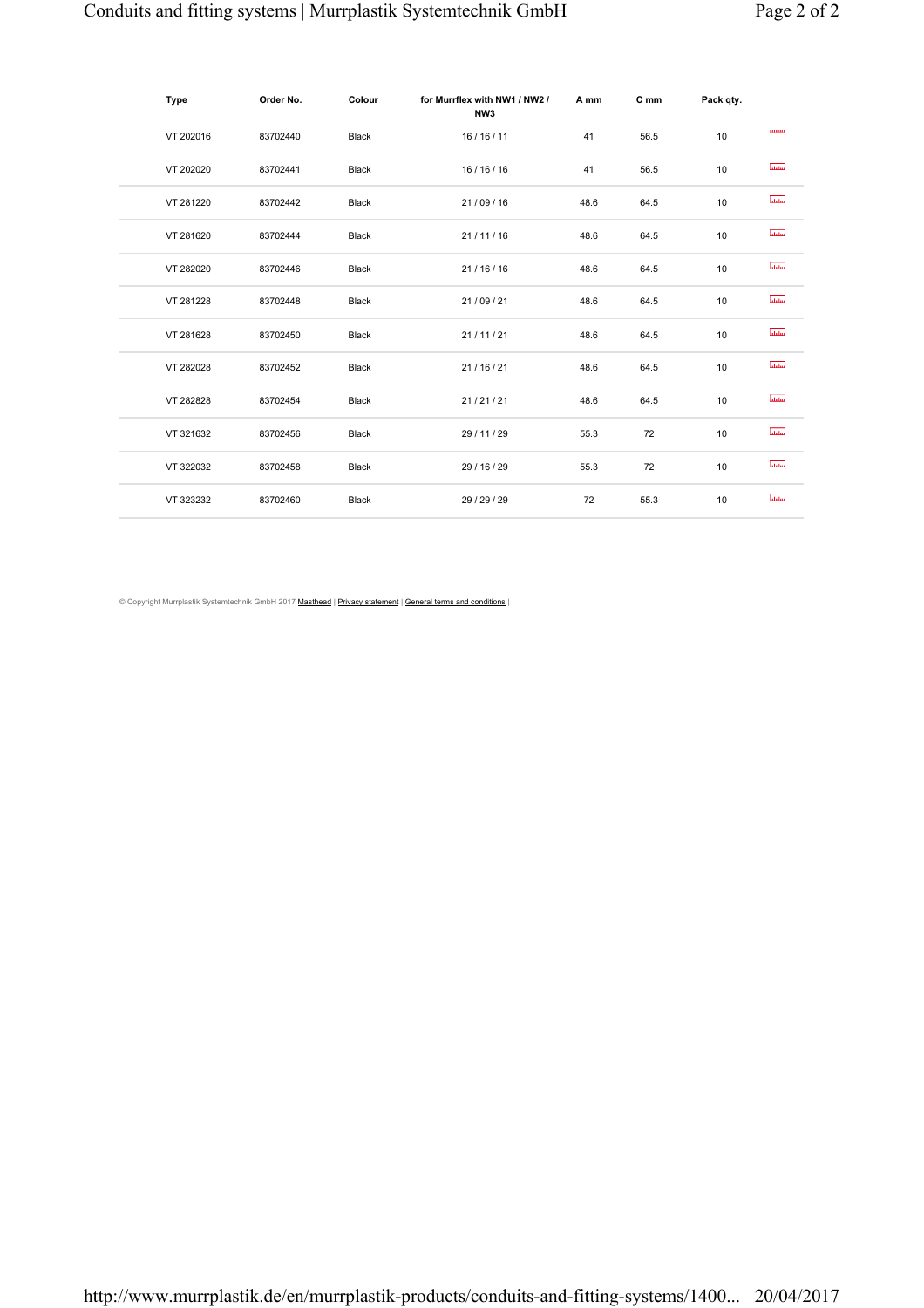| Type | Order No. | Colour | for Murrflex with NW1 / NW2 / NW3 | A mm | C mm | Pack qty. |
|---|---|---|---|---|---|---|
| VT 202016 | 83702440 | Black | 16 / 16 / 11 | 41 | 56.5 | 10 |
| VT 202020 | 83702441 | Black | 16 / 16 / 16 | 41 | 56.5 | 10 |
| VT 281220 | 83702442 | Black | 21 / 09 / 16 | 48.6 | 64.5 | 10 |
| VT 281620 | 83702444 | Black | 21 / 11 / 16 | 48.6 | 64.5 | 10 |
| VT 282020 | 83702446 | Black | 21 / 16 / 16 | 48.6 | 64.5 | 10 |
| VT 281228 | 83702448 | Black | 21 / 09 / 21 | 48.6 | 64.5 | 10 |
| VT 281628 | 83702450 | Black | 21 / 11 / 21 | 48.6 | 64.5 | 10 |
| VT 282028 | 83702452 | Black | 21 / 16 / 21 | 48.6 | 64.5 | 10 |
| VT 282828 | 83702454 | Black | 21 / 21 / 21 | 48.6 | 64.5 | 10 |
| VT 321632 | 83702456 | Black | 29 / 11 / 29 | 55.3 | 72 | 10 |
| VT 322032 | 83702458 | Black | 29 / 16 / 29 | 55.3 | 72 | 10 |
| VT 323232 | 83702460 | Black | 29 / 29 / 29 | 72 | 55.3 | 10 |

© Copyright Murrplastik Systemtechnik GmbH 2017 Masthead | Privacy statement | General terms and conditions |